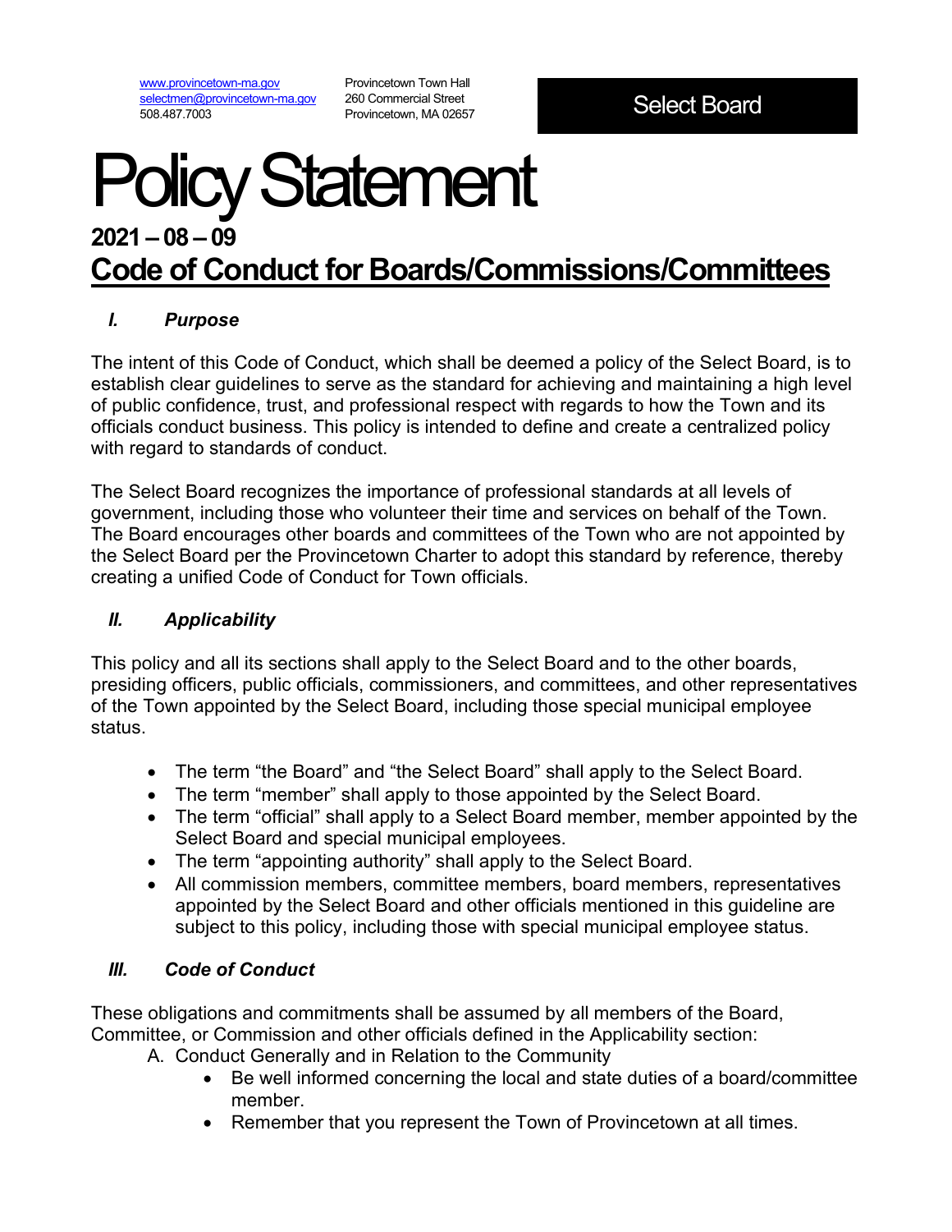www.provincetown-ma.gov
selectmen@provincetown-ma.gov
508.487.7003

Provincetown Town Hall
260 Commercial Street
Provincetown, MA 02657

**Select Board**

# Policy Statement

## 2021 – 08 – 09

## Code of Conduct for Boards/Commissions/Committees

### *I. Purpose*

The intent of this Code of Conduct, which shall be deemed a policy of the Select Board, is to establish clear guidelines to serve as the standard for achieving and maintaining a high level of public confidence, trust, and professional respect with regards to how the Town and its officials conduct business. This policy is intended to define and create a centralized policy with regard to standards of conduct.

The Select Board recognizes the importance of professional standards at all levels of government, including those who volunteer their time and services on behalf of the Town. The Board encourages other boards and committees of the Town who are not appointed by the Select Board per the Provincetown Charter to adopt this standard by reference, thereby creating a unified Code of Conduct for Town officials.

### *II. Applicability*

This policy and all its sections shall apply to the Select Board and to the other boards, presiding officers, public officials, commissioners, and committees, and other representatives of the Town appointed by the Select Board, including those special municipal employee status.

- The term "the Board" and "the Select Board" shall apply to the Select Board.
- The term "member" shall apply to those appointed by the Select Board.
- The term "official" shall apply to a Select Board member, member appointed by the Select Board and special municipal employees.
- The term "appointing authority" shall apply to the Select Board.
- All commission members, committee members, board members, representatives appointed by the Select Board and other officials mentioned in this guideline are subject to this policy, including those with special municipal employee status.

### *III. Code of Conduct*

These obligations and commitments shall be assumed by all members of the Board, Committee, or Commission and other officials defined in the Applicability section:

A. Conduct Generally and in Relation to the Community
   - Be well informed concerning the local and state duties of a board/committee member.
   - Remember that you represent the Town of Provincetown at all times.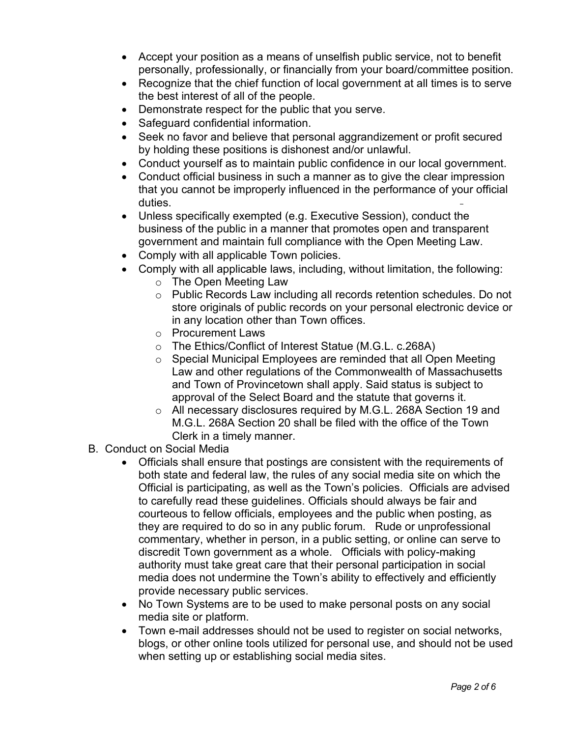- Accept your position as a means of unselfish public service, not to benefit personally, professionally, or financially from your board/committee position.
- Recognize that the chief function of local government at all times is to serve the best interest of all of the people.
- Demonstrate respect for the public that you serve.
- Safeguard confidential information.
- Seek no favor and believe that personal aggrandizement or profit secured by holding these positions is dishonest and/or unlawful.
- Conduct yourself as to maintain public confidence in our local government.
- Conduct official business in such a manner as to give the clear impression that you cannot be improperly influenced in the performance of your official duties.
- Unless specifically exempted (e.g. Executive Session), conduct the business of the public in a manner that promotes open and transparent government and maintain full compliance with the Open Meeting Law.
- Comply with all applicable Town policies.
- Comply with all applicable laws, including, without limitation, the following:
  - The Open Meeting Law
  - Public Records Law including all records retention schedules. Do not store originals of public records on your personal electronic device or in any location other than Town offices.
  - Procurement Laws
  - The Ethics/Conflict of Interest Statue (M.G.L. c.268A)
  - Special Municipal Employees are reminded that all Open Meeting Law and other regulations of the Commonwealth of Massachusetts and Town of Provincetown shall apply. Said status is subject to approval of the Select Board and the statute that governs it.
  - All necessary disclosures required by M.G.L. 268A Section 19 and M.G.L. 268A Section 20 shall be filed with the office of the Town Clerk in a timely manner.

B. Conduct on Social Media

- Officials shall ensure that postings are consistent with the requirements of both state and federal law, the rules of any social media site on which the Official is participating, as well as the Town's policies. Officials are advised to carefully read these guidelines. Officials should always be fair and courteous to fellow officials, employees and the public when posting, as they are required to do so in any public forum. Rude or unprofessional commentary, whether in person, in a public setting, or online can serve to discredit Town government as a whole. Officials with policy-making authority must take great care that their personal participation in social media does not undermine the Town's ability to effectively and efficiently provide necessary public services.
- No Town Systems are to be used to make personal posts on any social media site or platform.
- Town e-mail addresses should not be used to register on social networks, blogs, or other online tools utilized for personal use, and should not be used when setting up or establishing social media sites.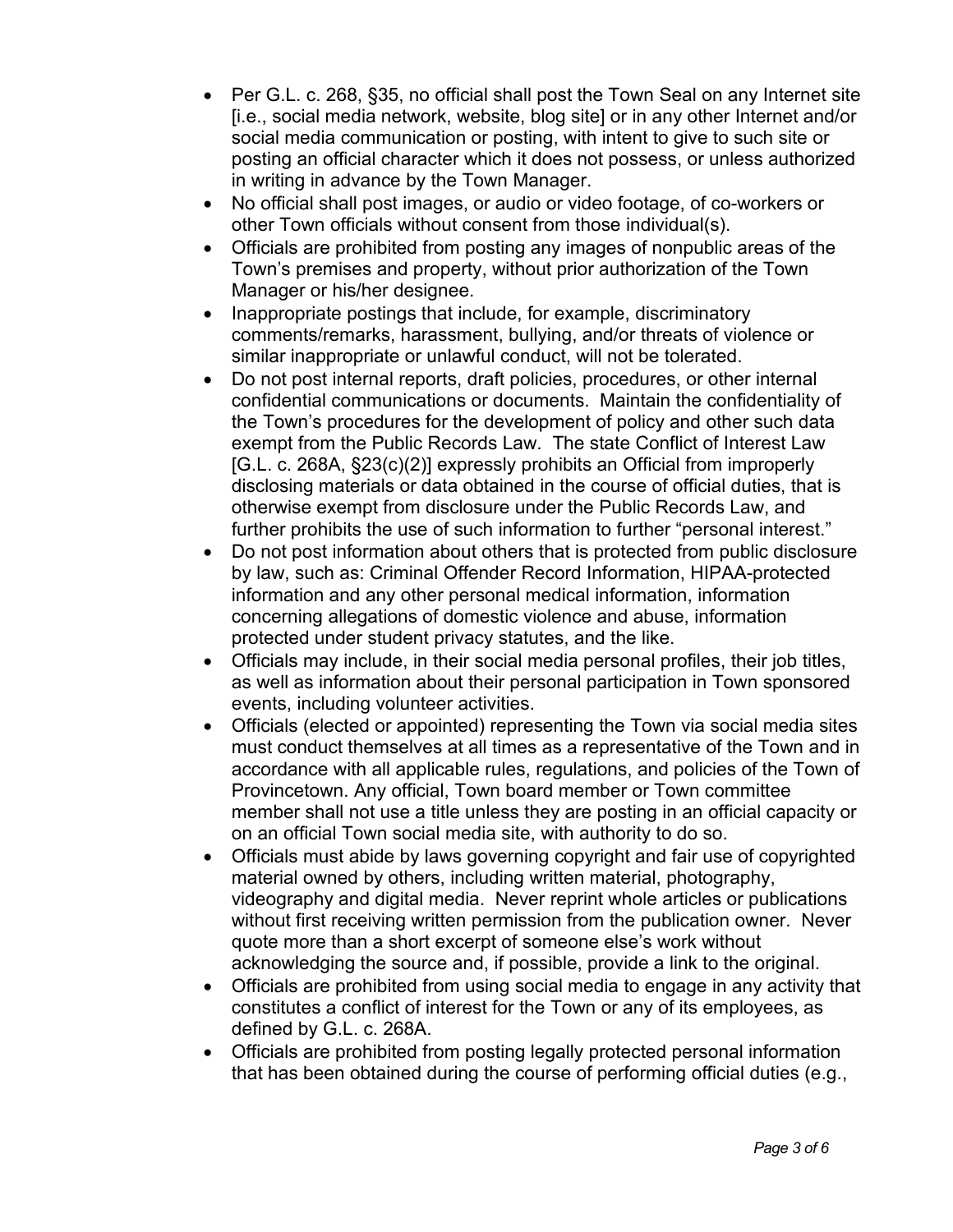- Per G.L. c. 268, §35, no official shall post the Town Seal on any Internet site [i.e., social media network, website, blog site] or in any other Internet and/or social media communication or posting, with intent to give to such site or posting an official character which it does not possess, or unless authorized in writing in advance by the Town Manager.
- No official shall post images, or audio or video footage, of co-workers or other Town officials without consent from those individual(s).
- Officials are prohibited from posting any images of nonpublic areas of the Town's premises and property, without prior authorization of the Town Manager or his/her designee.
- Inappropriate postings that include, for example, discriminatory comments/remarks, harassment, bullying, and/or threats of violence or similar inappropriate or unlawful conduct, will not be tolerated.
- Do not post internal reports, draft policies, procedures, or other internal confidential communications or documents. Maintain the confidentiality of the Town's procedures for the development of policy and other such data exempt from the Public Records Law. The state Conflict of Interest Law [G.L. c. 268A, §23(c)(2)] expressly prohibits an Official from improperly disclosing materials or data obtained in the course of official duties, that is otherwise exempt from disclosure under the Public Records Law, and further prohibits the use of such information to further "personal interest."
- Do not post information about others that is protected from public disclosure by law, such as: Criminal Offender Record Information, HIPAA-protected information and any other personal medical information, information concerning allegations of domestic violence and abuse, information protected under student privacy statutes, and the like.
- Officials may include, in their social media personal profiles, their job titles, as well as information about their personal participation in Town sponsored events, including volunteer activities.
- Officials (elected or appointed) representing the Town via social media sites must conduct themselves at all times as a representative of the Town and in accordance with all applicable rules, regulations, and policies of the Town of Provincetown. Any official, Town board member or Town committee member shall not use a title unless they are posting in an official capacity or on an official Town social media site, with authority to do so.
- Officials must abide by laws governing copyright and fair use of copyrighted material owned by others, including written material, photography, videography and digital media. Never reprint whole articles or publications without first receiving written permission from the publication owner. Never quote more than a short excerpt of someone else's work without acknowledging the source and, if possible, provide a link to the original.
- Officials are prohibited from using social media to engage in any activity that constitutes a conflict of interest for the Town or any of its employees, as defined by G.L. c. 268A.
- Officials are prohibited from posting legally protected personal information that has been obtained during the course of performing official duties (e.g.,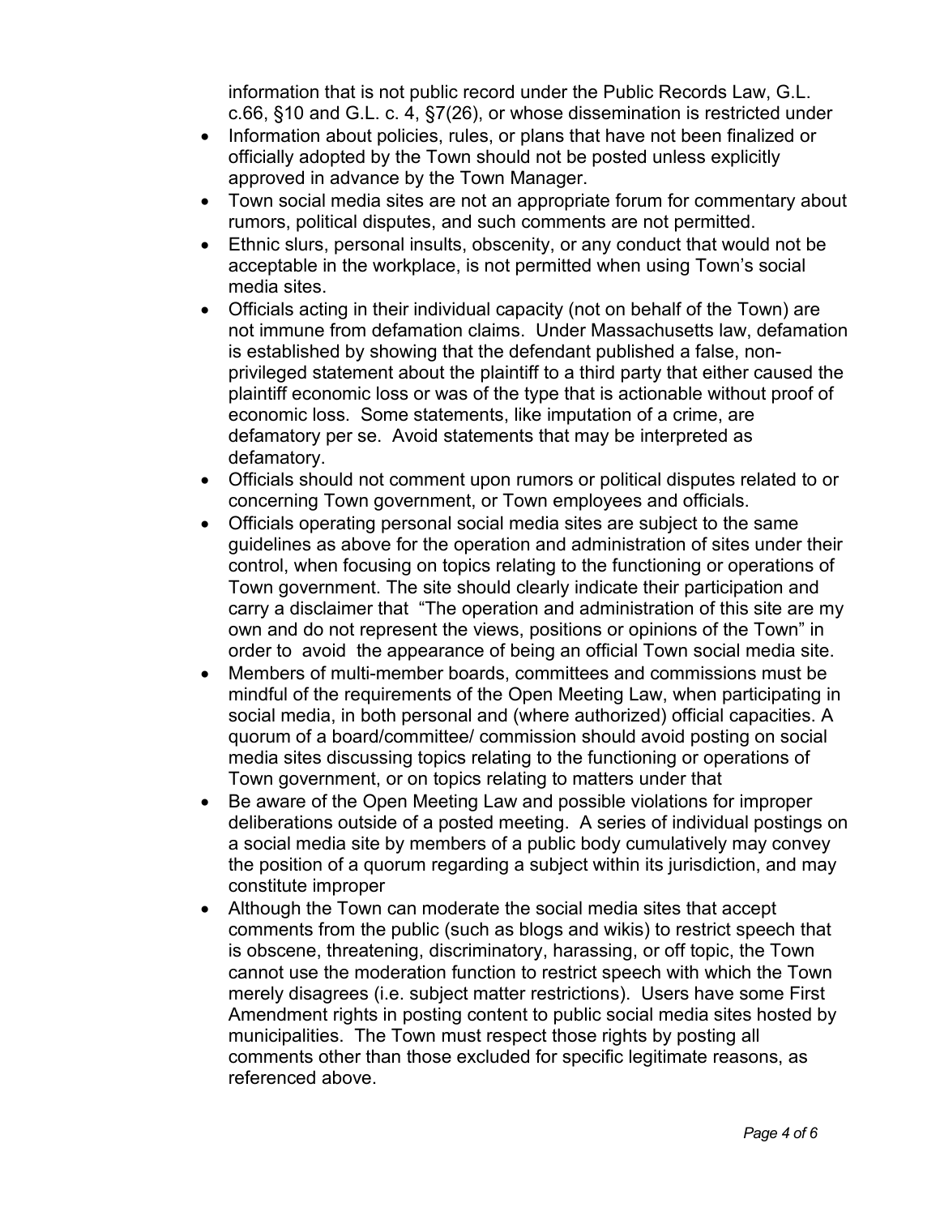information that is not public record under the Public Records Law, G.L. c.66, §10 and G.L. c. 4, §7(26), or whose dissemination is restricted under

- Information about policies, rules, or plans that have not been finalized or officially adopted by the Town should not be posted unless explicitly approved in advance by the Town Manager.
- Town social media sites are not an appropriate forum for commentary about rumors, political disputes, and such comments are not permitted.
- Ethnic slurs, personal insults, obscenity, or any conduct that would not be acceptable in the workplace, is not permitted when using Town's social media sites.
- Officials acting in their individual capacity (not on behalf of the Town) are not immune from defamation claims. Under Massachusetts law, defamation is established by showing that the defendant published a false, non-privileged statement about the plaintiff to a third party that either caused the plaintiff economic loss or was of the type that is actionable without proof of economic loss. Some statements, like imputation of a crime, are defamatory per se. Avoid statements that may be interpreted as defamatory.
- Officials should not comment upon rumors or political disputes related to or concerning Town government, or Town employees and officials.
- Officials operating personal social media sites are subject to the same guidelines as above for the operation and administration of sites under their control, when focusing on topics relating to the functioning or operations of Town government. The site should clearly indicate their participation and carry a disclaimer that "The operation and administration of this site are my own and do not represent the views, positions or opinions of the Town" in order to avoid the appearance of being an official Town social media site.
- Members of multi-member boards, committees and commissions must be mindful of the requirements of the Open Meeting Law, when participating in social media, in both personal and (where authorized) official capacities. A quorum of a board/committee/ commission should avoid posting on social media sites discussing topics relating to the functioning or operations of Town government, or on topics relating to matters under that
- Be aware of the Open Meeting Law and possible violations for improper deliberations outside of a posted meeting. A series of individual postings on a social media site by members of a public body cumulatively may convey the position of a quorum regarding a subject within its jurisdiction, and may constitute improper
- Although the Town can moderate the social media sites that accept comments from the public (such as blogs and wikis) to restrict speech that is obscene, threatening, discriminatory, harassing, or off topic, the Town cannot use the moderation function to restrict speech with which the Town merely disagrees (i.e. subject matter restrictions). Users have some First Amendment rights in posting content to public social media sites hosted by municipalities. The Town must respect those rights by posting all comments other than those excluded for specific legitimate reasons, as referenced above.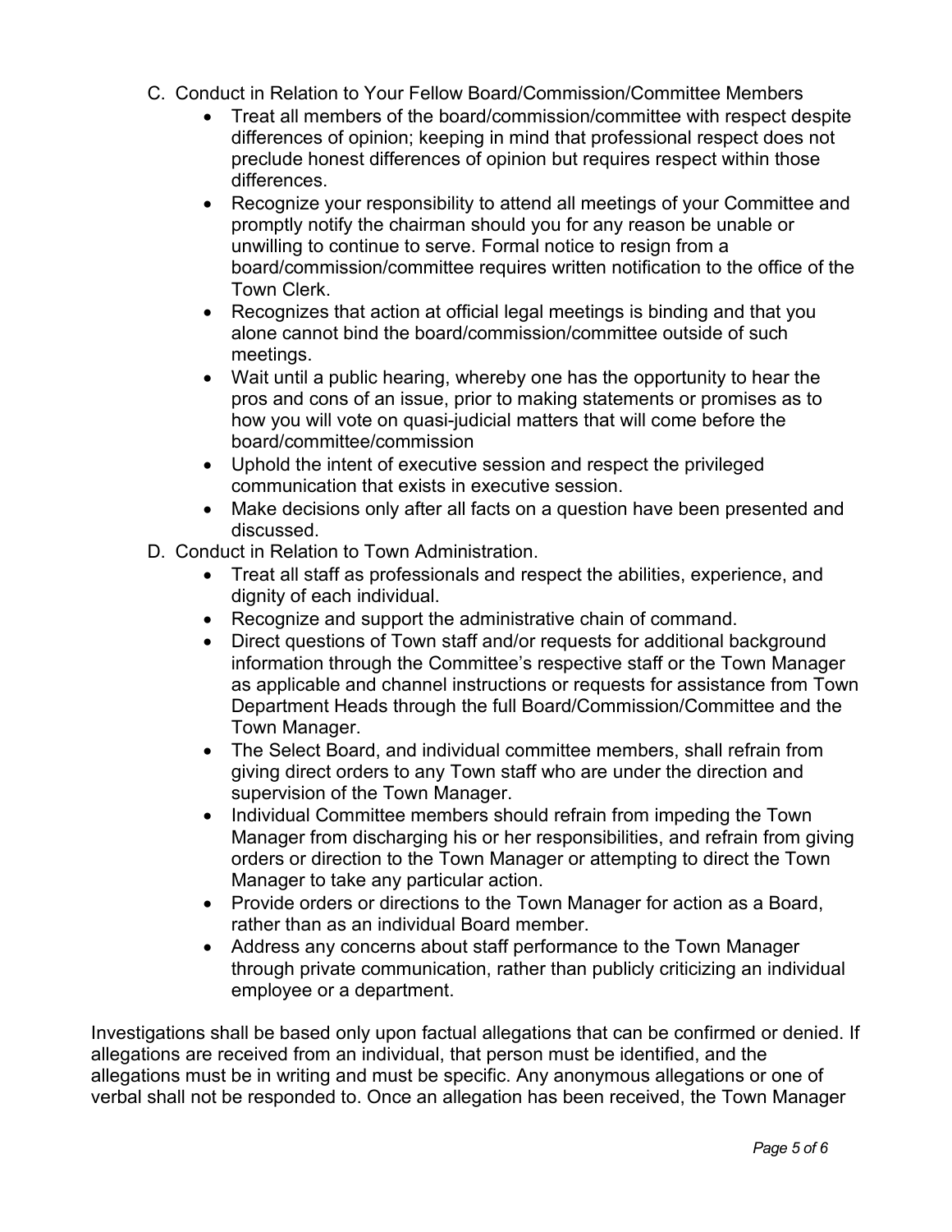C. Conduct in Relation to Your Fellow Board/Commission/Committee Members
   - Treat all members of the board/commission/committee with respect despite differences of opinion; keeping in mind that professional respect does not preclude honest differences of opinion but requires respect within those differences.
   - Recognize your responsibility to attend all meetings of your Committee and promptly notify the chairman should you for any reason be unable or unwilling to continue to serve. Formal notice to resign from a board/commission/committee requires written notification to the office of the Town Clerk.
   - Recognizes that action at official legal meetings is binding and that you alone cannot bind the board/commission/committee outside of such meetings.
   - Wait until a public hearing, whereby one has the opportunity to hear the pros and cons of an issue, prior to making statements or promises as to how you will vote on quasi-judicial matters that will come before the board/committee/commission
   - Uphold the intent of executive session and respect the privileged communication that exists in executive session.
   - Make decisions only after all facts on a question have been presented and discussed.

D. Conduct in Relation to Town Administration.
   - Treat all staff as professionals and respect the abilities, experience, and dignity of each individual.
   - Recognize and support the administrative chain of command.
   - Direct questions of Town staff and/or requests for additional background information through the Committee's respective staff or the Town Manager as applicable and channel instructions or requests for assistance from Town Department Heads through the full Board/Commission/Committee and the Town Manager.
   - The Select Board, and individual committee members, shall refrain from giving direct orders to any Town staff who are under the direction and supervision of the Town Manager.
   - Individual Committee members should refrain from impeding the Town Manager from discharging his or her responsibilities, and refrain from giving orders or direction to the Town Manager or attempting to direct the Town Manager to take any particular action.
   - Provide orders or directions to the Town Manager for action as a Board, rather than as an individual Board member.
   - Address any concerns about staff performance to the Town Manager through private communication, rather than publicly criticizing an individual employee or a department.

Investigations shall be based only upon factual allegations that can be confirmed or denied. If allegations are received from an individual, that person must be identified, and the allegations must be in writing and must be specific. Any anonymous allegations or one of verbal shall not be responded to. Once an allegation has been received, the Town Manager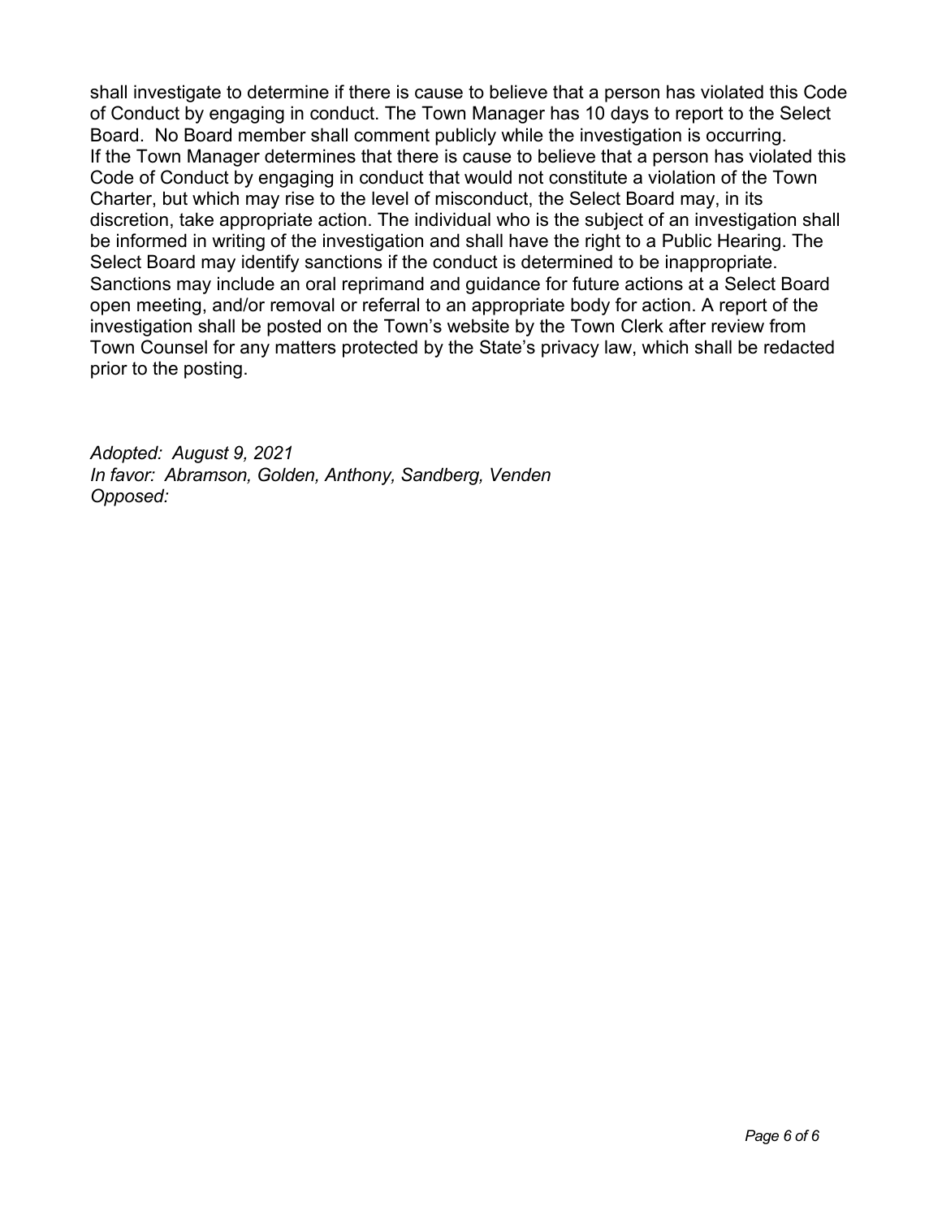shall investigate to determine if there is cause to believe that a person has violated this Code of Conduct by engaging in conduct. The Town Manager has 10 days to report to the Select Board. No Board member shall comment publicly while the investigation is occurring.
If the Town Manager determines that there is cause to believe that a person has violated this Code of Conduct by engaging in conduct that would not constitute a violation of the Town Charter, but which may rise to the level of misconduct, the Select Board may, in its discretion, take appropriate action. The individual who is the subject of an investigation shall be informed in writing of the investigation and shall have the right to a Public Hearing. The Select Board may identify sanctions if the conduct is determined to be inappropriate. Sanctions may include an oral reprimand and guidance for future actions at a Select Board open meeting, and/or removal or referral to an appropriate body for action. A report of the investigation shall be posted on the Town's website by the Town Clerk after review from Town Counsel for any matters protected by the State's privacy law, which shall be redacted prior to the posting.

*Adopted: August 9, 2021*
*In favor: Abramson, Golden, Anthony, Sandberg, Venden*
*Opposed:*